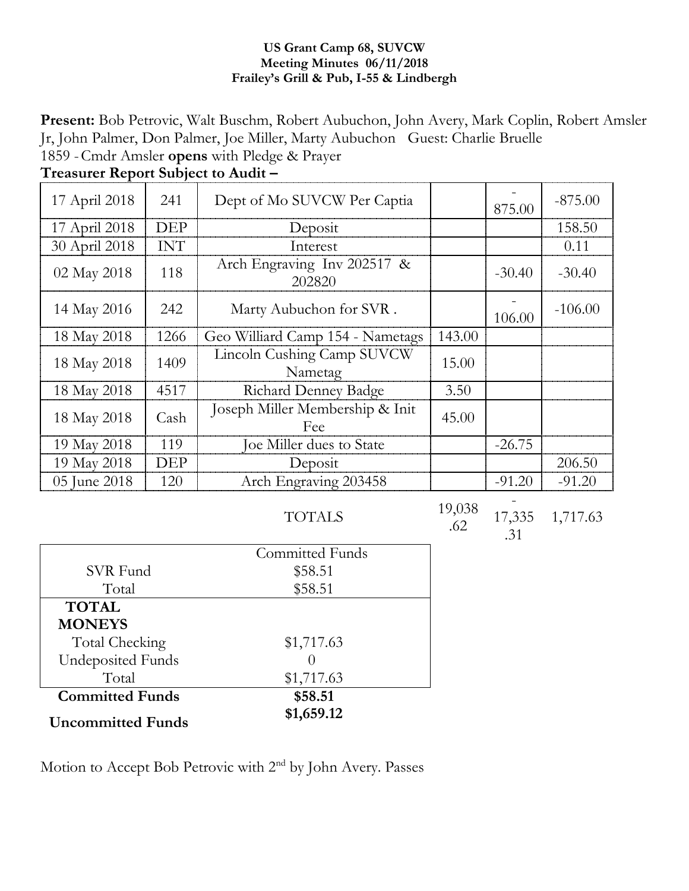**US Grant Camp 68, SUVCW**
**Meeting Minutes 06/11/2018**
**Frailey's Grill & Pub, I-55 & Lindbergh**

**Present:** Bob Petrovic, Walt Buschm, Robert Aubuchon, John Avery, Mark Coplin, Robert Amsler Jr, John Palmer, Don Palmer, Joe Miller, Marty Aubuchon Guest: Charlie Bruelle

1859 - Cmdr Amsler **opens** with Pledge & Prayer

**Treasurer Report Subject to Audit –**

| | | | | | |
|---|---|---|---|---|---|
| 17 April 2018 | 241 | Dept of Mo SUVCW Per Captia | | -875.00 | -875.00 |
| 17 April 2018 | DEP | Deposit | | | 158.50 |
| 30 April 2018 | INT | Interest | | | 0.11 |
| 02 May 2018 | 118 | Arch Engraving Inv 202517 & 202820 | | -30.40 | -30.40 |
| 14 May 2016 | 242 | Marty Aubuchon for SVR . | | -106.00 | -106.00 |
| 18 May 2018 | 1266 | Geo Williard Camp 154 - Nametags | 143.00 | | |
| 18 May 2018 | 1409 | Lincoln Cushing Camp SUVCW Nametag | 15.00 | | |
| 18 May 2018 | 4517 | Richard Denney Badge | 3.50 | | |
| 18 May 2018 | Cash | Joseph Miller Membership & Init Fee | 45.00 | | |
| 19 May 2018 | 119 | Joe Miller dues to State | | -26.75 | |
| 19 May 2018 | DEP | Deposit | | | 206.50 |
| 05 June 2018 | 120 | Arch Engraving 203458 | | -91.20 | -91.20 |
| | | TOTALS | 19,038.62 | -17,335.31 | 1,717.63 |

| | Committed Funds |
|---|---|
| SVR Fund | $58.51 |
| Total | $58.51 |
| **TOTAL MONEYS** | |
| Total Checking | $1,717.63 |
| Undeposited Funds | 0 |
| Total | $1,717.63 |
| **Committed Funds** | **$58.51** |
| **Uncommitted Funds** | **$1,659.12** |

Motion to Accept Bob Petrovic with 2nd by John Avery. Passes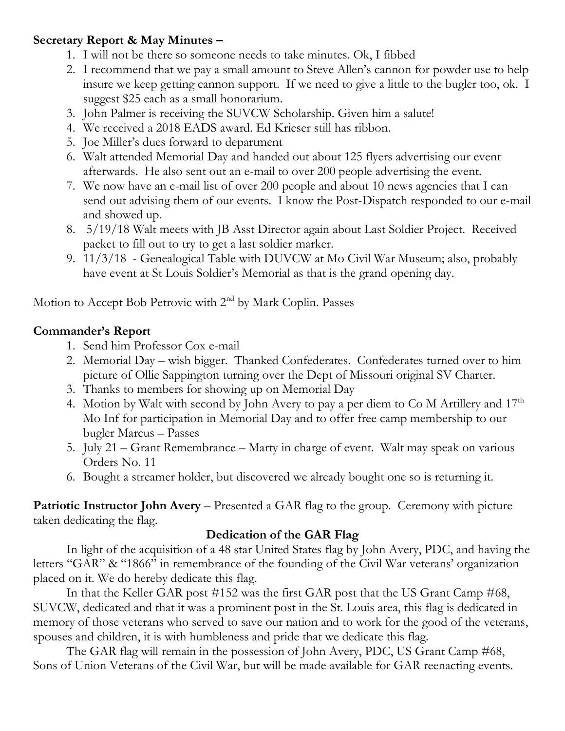**Secretary Report & May Minutes –**

1. I will not be there so someone needs to take minutes. Ok, I fibbed
2. I recommend that we pay a small amount to Steve Allen's cannon for powder use to help insure we keep getting cannon support. If we need to give a little to the bugler too, ok. I suggest $25 each as a small honorarium.
3. John Palmer is receiving the SUVCW Scholarship. Given him a salute!
4. We received a 2018 EADS award. Ed Krieser still has ribbon.
5. Joe Miller's dues forward to department
6. Walt attended Memorial Day and handed out about 125 flyers advertising our event afterwards. He also sent out an e-mail to over 200 people advertising the event.
7. We now have an e-mail list of over 200 people and about 10 news agencies that I can send out advising them of our events. I know the Post-Dispatch responded to our e-mail and showed up.
8. 5/19/18 Walt meets with JB Asst Director again about Last Soldier Project. Received packet to fill out to try to get a last soldier marker.
9. 11/3/18 - Genealogical Table with DUVCW at Mo Civil War Museum; also, probably have event at St Louis Soldier's Memorial as that is the grand opening day.

Motion to Accept Bob Petrovic with 2nd by Mark Coplin. Passes

**Commander's Report**

1. Send him Professor Cox e-mail
2. Memorial Day – wish bigger. Thanked Confederates. Confederates turned over to him picture of Ollie Sappington turning over the Dept of Missouri original SV Charter.
3. Thanks to members for showing up on Memorial Day
4. Motion by Walt with second by John Avery to pay a per diem to Co M Artillery and 17th Mo Inf for participation in Memorial Day and to offer free camp membership to our bugler Marcus – Passes
5. July 21 – Grant Remembrance – Marty in charge of event. Walt may speak on various Orders No. 11
6. Bought a streamer holder, but discovered we already bought one so is returning it.

**Patriotic Instructor John Avery** – Presented a GAR flag to the group. Ceremony with picture taken dedicating the flag.

**Dedication of the GAR Flag**

In light of the acquisition of a 48 star United States flag by John Avery, PDC, and having the letters "GAR" & "1866" in remembrance of the founding of the Civil War veterans' organization placed on it. We do hereby dedicate this flag.

In that the Keller GAR post #152 was the first GAR post that the US Grant Camp #68, SUVCW, dedicated and that it was a prominent post in the St. Louis area, this flag is dedicated in memory of those veterans who served to save our nation and to work for the good of the veterans, spouses and children, it is with humbleness and pride that we dedicate this flag.

The GAR flag will remain in the possession of John Avery, PDC, US Grant Camp #68, Sons of Union Veterans of the Civil War, but will be made available for GAR reenacting events.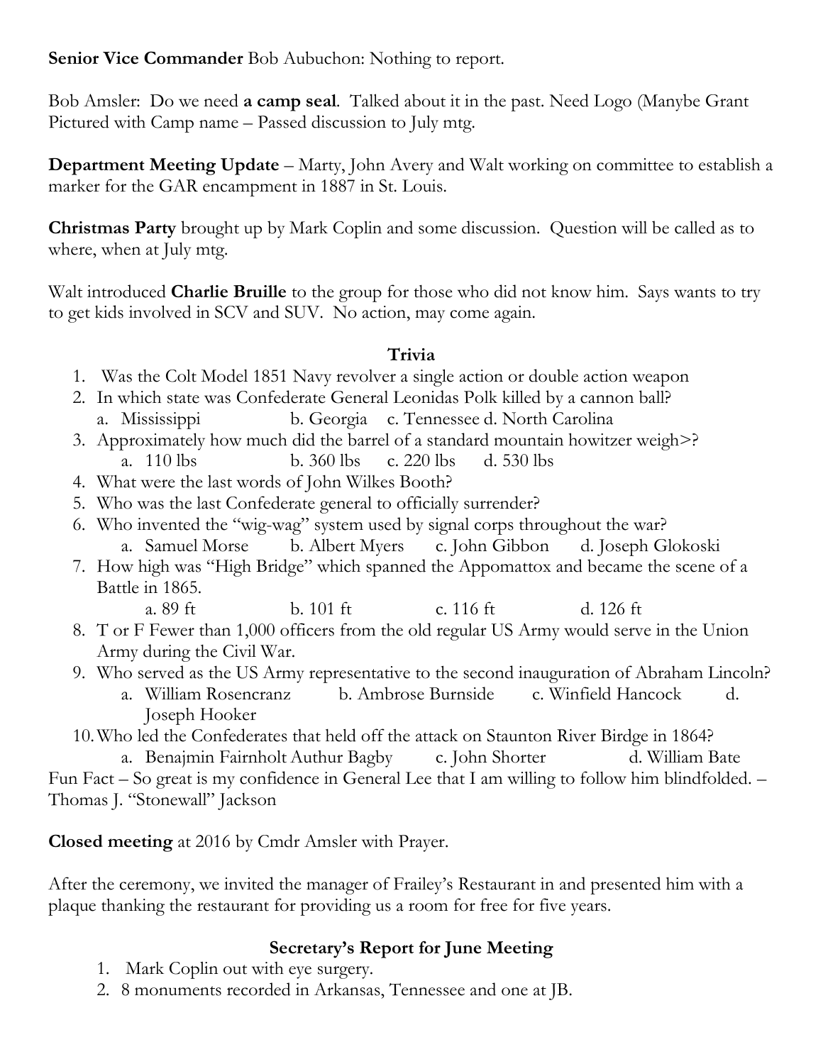**Senior Vice Commander** Bob Aubuchon: Nothing to report.

Bob Amsler: Do we need **a camp seal**. Talked about it in the past. Need Logo (Manybe Grant Pictured with Camp name – Passed discussion to July mtg.

**Department Meeting Update** – Marty, John Avery and Walt working on committee to establish a marker for the GAR encampment in 1887 in St. Louis.

**Christmas Party** brought up by Mark Coplin and some discussion. Question will be called as to where, when at July mtg.

Walt introduced **Charlie Bruille** to the group for those who did not know him. Says wants to try to get kids involved in SCV and SUV. No action, may come again.

**Trivia**

1. Was the Colt Model 1851 Navy revolver a single action or double action weapon
2. In which state was Confederate General Leonidas Polk killed by a cannon ball?
   a. Mississippi b. Georgia c. Tennessee d. North Carolina
3. Approximately how much did the barrel of a standard mountain howitzer weigh>?
   a. 110 lbs b. 360 lbs c. 220 lbs d. 530 lbs
4. What were the last words of John Wilkes Booth?
5. Who was the last Confederate general to officially surrender?
6. Who invented the "wig-wag" system used by signal corps throughout the war?
   a. Samuel Morse b. Albert Myers c. John Gibbon d. Joseph Glokoski
7. How high was "High Bridge" which spanned the Appomattox and became the scene of a Battle in 1865.
   a. 89 ft b. 101 ft c. 116 ft d. 126 ft
8. T or F Fewer than 1,000 officers from the old regular US Army would serve in the Union Army during the Civil War.
9. Who served as the US Army representative to the second inauguration of Abraham Lincoln?
   a. William Rosencranz b. Ambrose Burnside c. Winfield Hancock d. Joseph Hooker
10. Who led the Confederates that held off the attack on Staunton River Birdge in 1864?
    a. Benajmin Fairnholt Authur Bagby c. John Shorter d. William Bate

Fun Fact – So great is my confidence in General Lee that I am willing to follow him blindfolded. – Thomas J. "Stonewall" Jackson

**Closed meeting** at 2016 by Cmdr Amsler with Prayer.

After the ceremony, we invited the manager of Frailey's Restaurant in and presented him with a plaque thanking the restaurant for providing us a room for free for five years.

**Secretary's Report for June Meeting**

1. Mark Coplin out with eye surgery.
2. 8 monuments recorded in Arkansas, Tennessee and one at JB.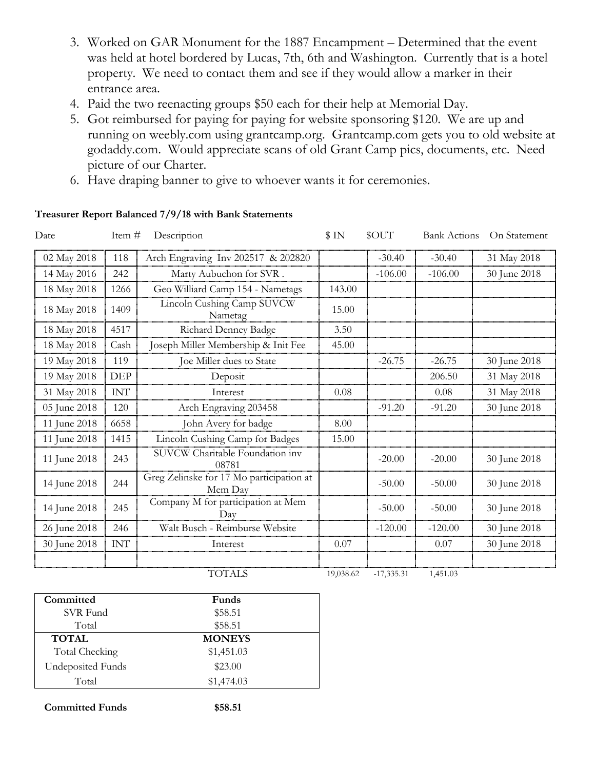3. Worked on GAR Monument for the 1887 Encampment – Determined that the event was held at hotel bordered by Lucas, 7th, 6th and Washington. Currently that is a hotel property. We need to contact them and see if they would allow a marker in their entrance area.
4. Paid the two reenacting groups $50 each for their help at Memorial Day.
5. Got reimbursed for paying for paying for website sponsoring $120. We are up and running on weebly.com using grantcamp.org. Grantcamp.com gets you to old website at godaddy.com. Would appreciate scans of old Grant Camp pics, documents, etc. Need picture of our Charter.
6. Have draping banner to give to whoever wants it for ceremonies.

**Treasurer Report Balanced 7/9/18 with Bank Statements**

| Date | Item # | Description | $ IN | $OUT | Bank Actions | On Statement |
|---|---|---|---|---|---|---|
| 02 May 2018 | 118 | Arch Engraving Inv 202517 & 202820 | | -30.40 | -30.40 | 31 May 2018 |
| 14 May 2016 | 242 | Marty Aubuchon for SVR . | | -106.00 | -106.00 | 30 June 2018 |
| 18 May 2018 | 1266 | Geo Williard Camp 154 - Nametags | 143.00 | | | |
| 18 May 2018 | 1409 | Lincoln Cushing Camp SUVCW Nametag | 15.00 | | | |
| 18 May 2018 | 4517 | Richard Denney Badge | 3.50 | | | |
| 18 May 2018 | Cash | Joseph Miller Membership & Init Fee | 45.00 | | | |
| 19 May 2018 | 119 | Joe Miller dues to State | | -26.75 | -26.75 | 30 June 2018 |
| 19 May 2018 | DEP | Deposit | | | 206.50 | 31 May 2018 |
| 31 May 2018 | INT | Interest | 0.08 | | 0.08 | 31 May 2018 |
| 05 June 2018 | 120 | Arch Engraving 203458 | | -91.20 | -91.20 | 30 June 2018 |
| 11 June 2018 | 6658 | John Avery for badge | 8.00 | | | |
| 11 June 2018 | 1415 | Lincoln Cushing Camp for Badges | 15.00 | | | |
| 11 June 2018 | 243 | SUVCW Charitable Foundation inv 08781 | | -20.00 | -20.00 | 30 June 2018 |
| 14 June 2018 | 244 | Greg Zelinske for 17 Mo participation at Mem Day | | -50.00 | -50.00 | 30 June 2018 |
| 14 June 2018 | 245 | Company M for participation at Mem Day | | -50.00 | -50.00 | 30 June 2018 |
| 26 June 2018 | 246 | Walt Busch - Reimburse Website | | -120.00 | -120.00 | 30 June 2018 |
| 30 June 2018 | INT | Interest | 0.07 | | 0.07 | 30 June 2018 |
| | | | | | | |
| | | TOTALS | 19,038.62 | -17,335.31 | 1,451.03 | |

| Committed | Funds |
|---|---|
| SVR Fund | $58.51 |
| Total | $58.51 |
| **TOTAL** | **MONEYS** |
| Total Checking | $1,451.03 |
| Undeposited Funds | $23.00 |
| Total | $1,474.03 |

**Committed Funds** **$58.51**